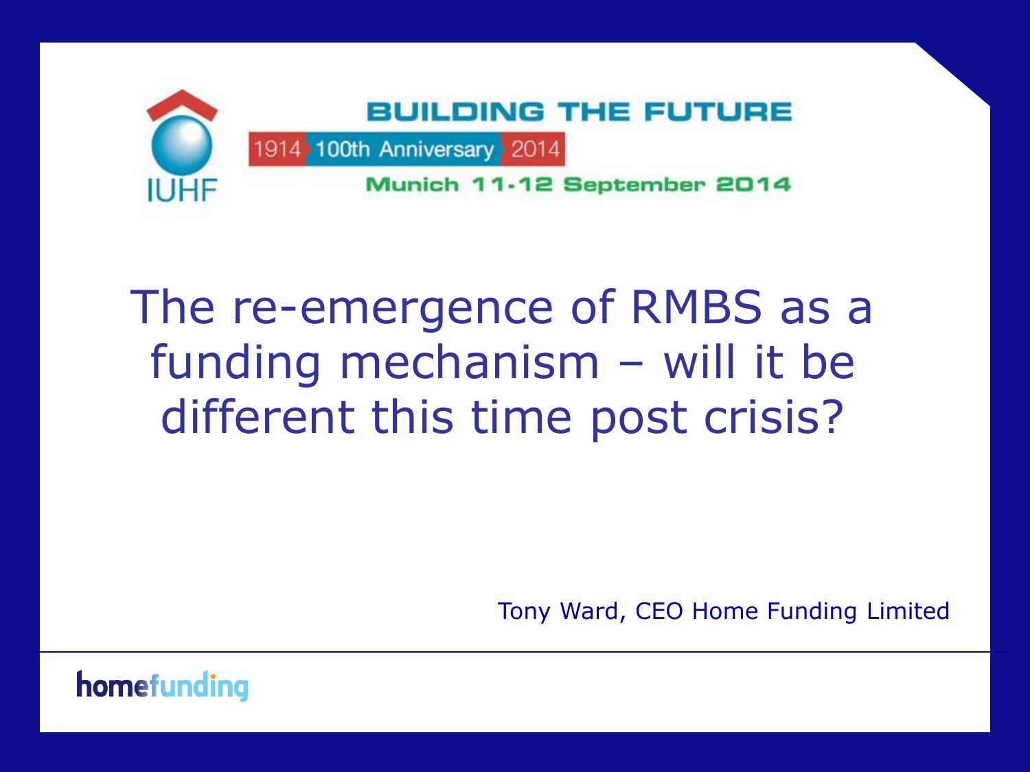IUHF

**BUILDING THE FUTURE**

1914 100th Anniversary 2014

Munich 11-12 September 2014

# The re-emergence of RMBS as a funding mechanism – will it be different this time post crisis?

Tony Ward, CEO Home Funding Limited

homefunding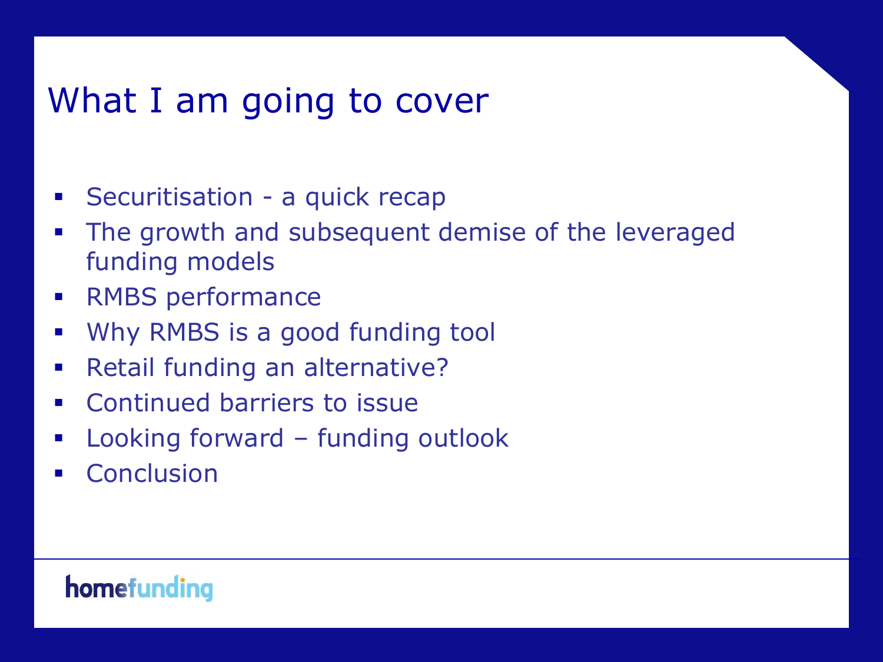# What I am going to cover

- Securitisation - a quick recap
- The growth and subsequent demise of the leveraged funding models
- RMBS performance
- Why RMBS is a good funding tool
- Retail funding an alternative?
- Continued barriers to issue
- Looking forward – funding outlook
- Conclusion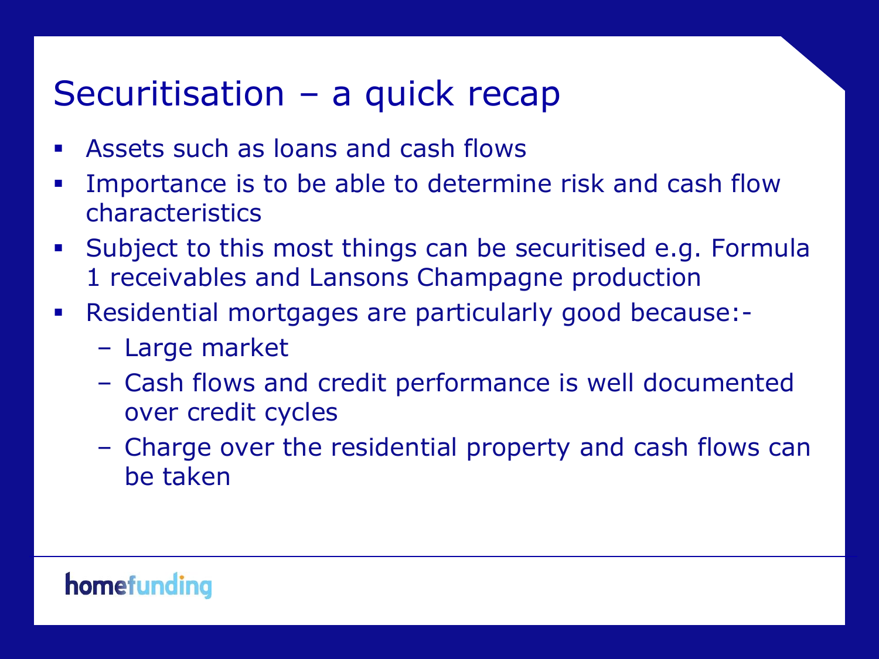# Securitisation – a quick recap

- Assets such as loans and cash flows
- Importance is to be able to determine risk and cash flow characteristics
- Subject to this most things can be securitised e.g. Formula 1 receivables and Lansons Champagne production
- Residential mortgages are particularly good because:-
  - Large market
  - Cash flows and credit performance is well documented over credit cycles
  - Charge over the residential property and cash flows can be taken

homefunding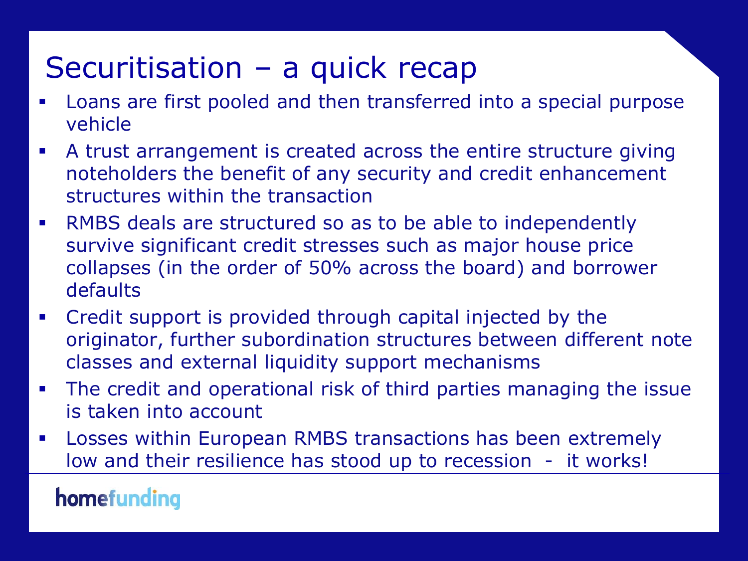# Securitisation – a quick recap

- Loans are first pooled and then transferred into a special purpose vehicle
- A trust arrangement is created across the entire structure giving noteholders the benefit of any security and credit enhancement structures within the transaction
- RMBS deals are structured so as to be able to independently survive significant credit stresses such as major house price collapses (in the order of 50% across the board) and borrower defaults
- Credit support is provided through capital injected by the originator, further subordination structures between different note classes and external liquidity support mechanisms
- The credit and operational risk of third parties managing the issue is taken into account
- Losses within European RMBS transactions has been extremely low and their resilience has stood up to recession - it works!

homefunding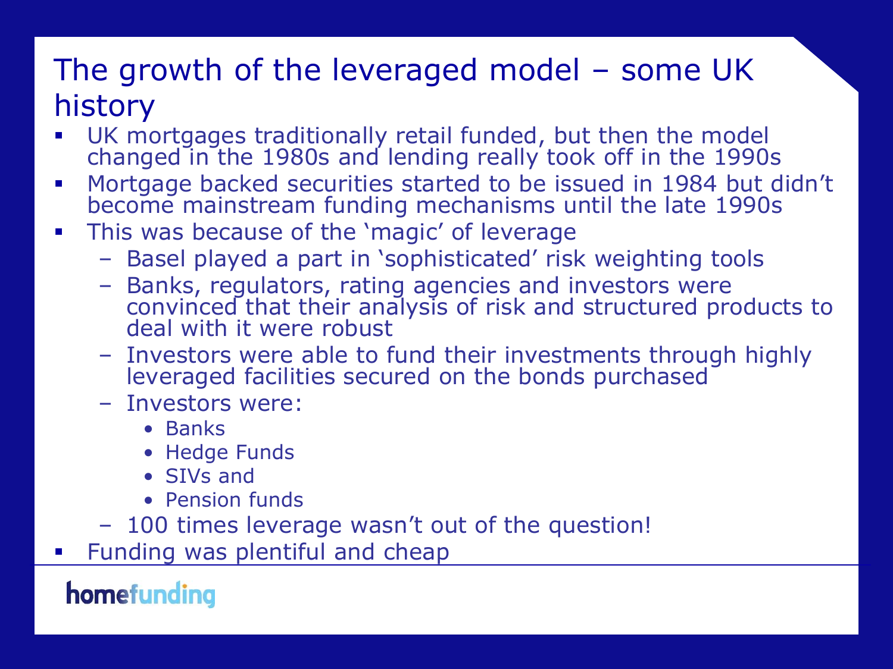# The growth of the leveraged model – some UK history

- UK mortgages traditionally retail funded, but then the model changed in the 1980s and lending really took off in the 1990s
- Mortgage backed securities started to be issued in 1984 but didn't become mainstream funding mechanisms until the late 1990s
- This was because of the 'magic' of leverage
  - Basel played a part in 'sophisticated' risk weighting tools
  - Banks, regulators, rating agencies and investors were convinced that their analysis of risk and structured products to deal with it were robust
  - Investors were able to fund their investments through highly leveraged facilities secured on the bonds purchased
  - Investors were:
    - Banks
    - Hedge Funds
    - SIVs and
    - Pension funds
  - 100 times leverage wasn't out of the question!
- Funding was plentiful and cheap

homefunding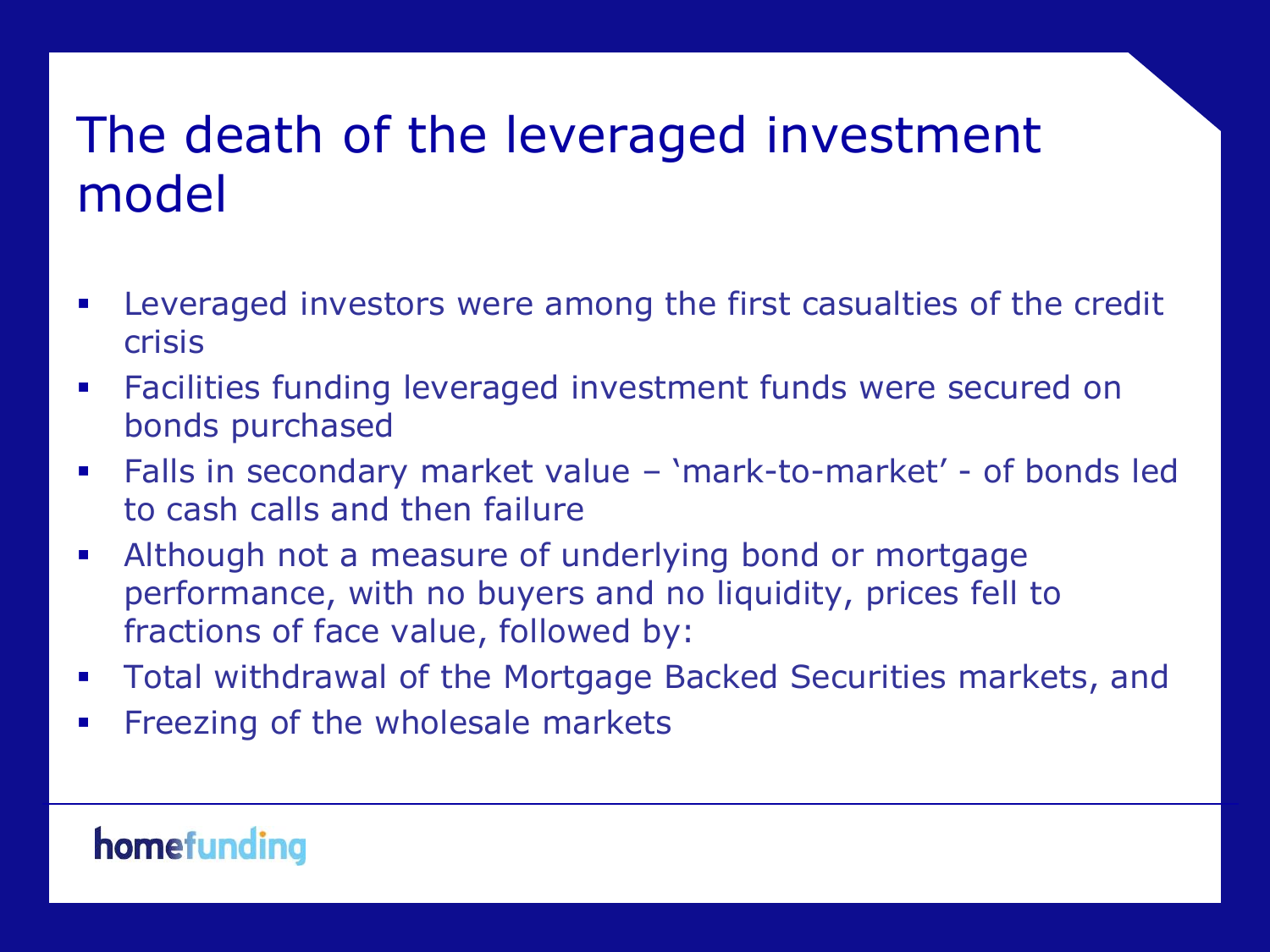# The death of the leveraged investment model

- Leveraged investors were among the first casualties of the credit crisis
- Facilities funding leveraged investment funds were secured on bonds purchased
- Falls in secondary market value – 'mark-to-market' - of bonds led to cash calls and then failure
- Although not a measure of underlying bond or mortgage performance, with no buyers and no liquidity, prices fell to fractions of face value, followed by:
- Total withdrawal of the Mortgage Backed Securities markets, and
- Freezing of the wholesale markets

homefunding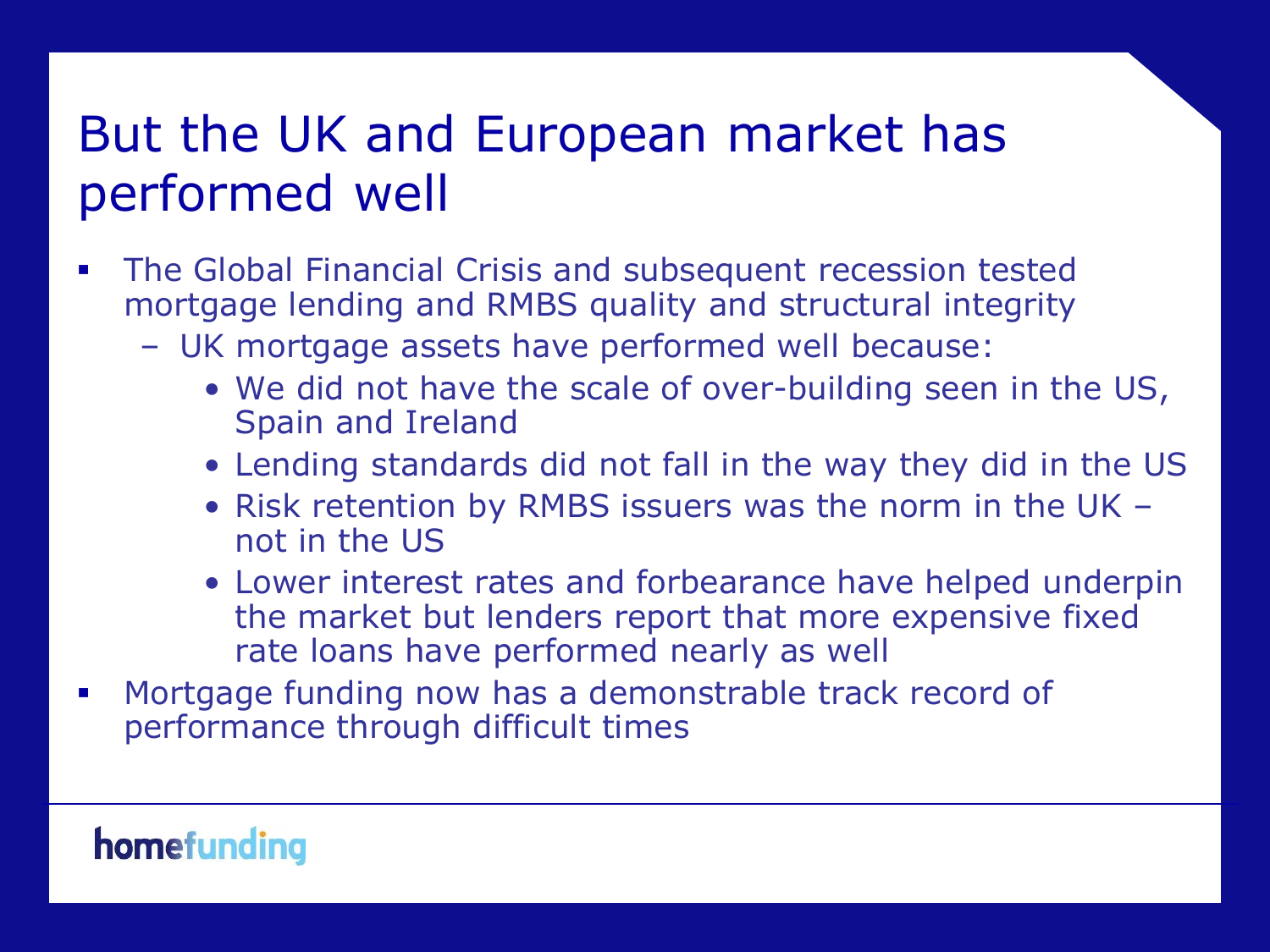# But the UK and European market has performed well

- The Global Financial Crisis and subsequent recession tested mortgage lending and RMBS quality and structural integrity
  - UK mortgage assets have performed well because:
    - We did not have the scale of over-building seen in the US, Spain and Ireland
    - Lending standards did not fall in the way they did in the US
    - Risk retention by RMBS issuers was the norm in the UK – not in the US
    - Lower interest rates and forbearance have helped underpin the market but lenders report that more expensive fixed rate loans have performed nearly as well
- Mortgage funding now has a demonstrable track record of performance through difficult times

homefunding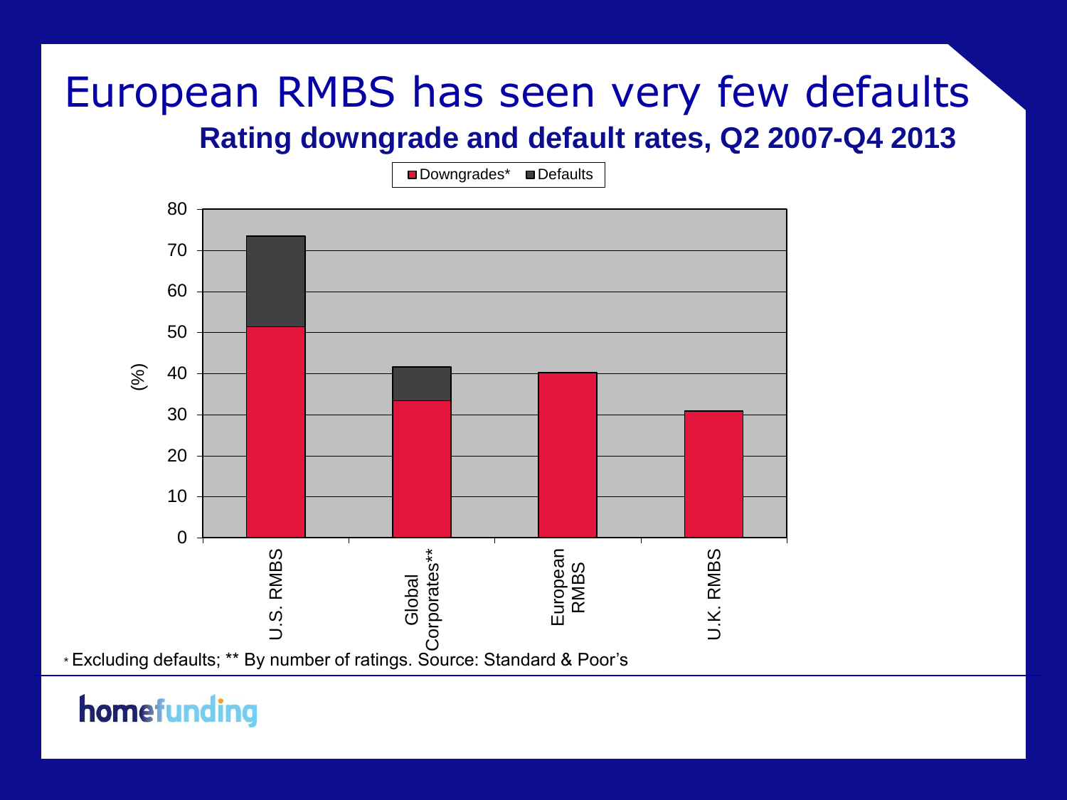# European RMBS has seen very few defaults

## Rating downgrade and default rates, Q2 2007-Q4 2013

| | Downgrades* (%) | Defaults (%) |
|---|---|---|
| U.S. RMBS | ~51.5 | ~22 |
| Global Corporates** | ~33.5 | ~8 |
| European RMBS | ~40 | 0 |
| U.K. RMBS | ~31 | 0 |

* Excluding defaults; ** By number of ratings. Source: Standard & Poor's

homefunding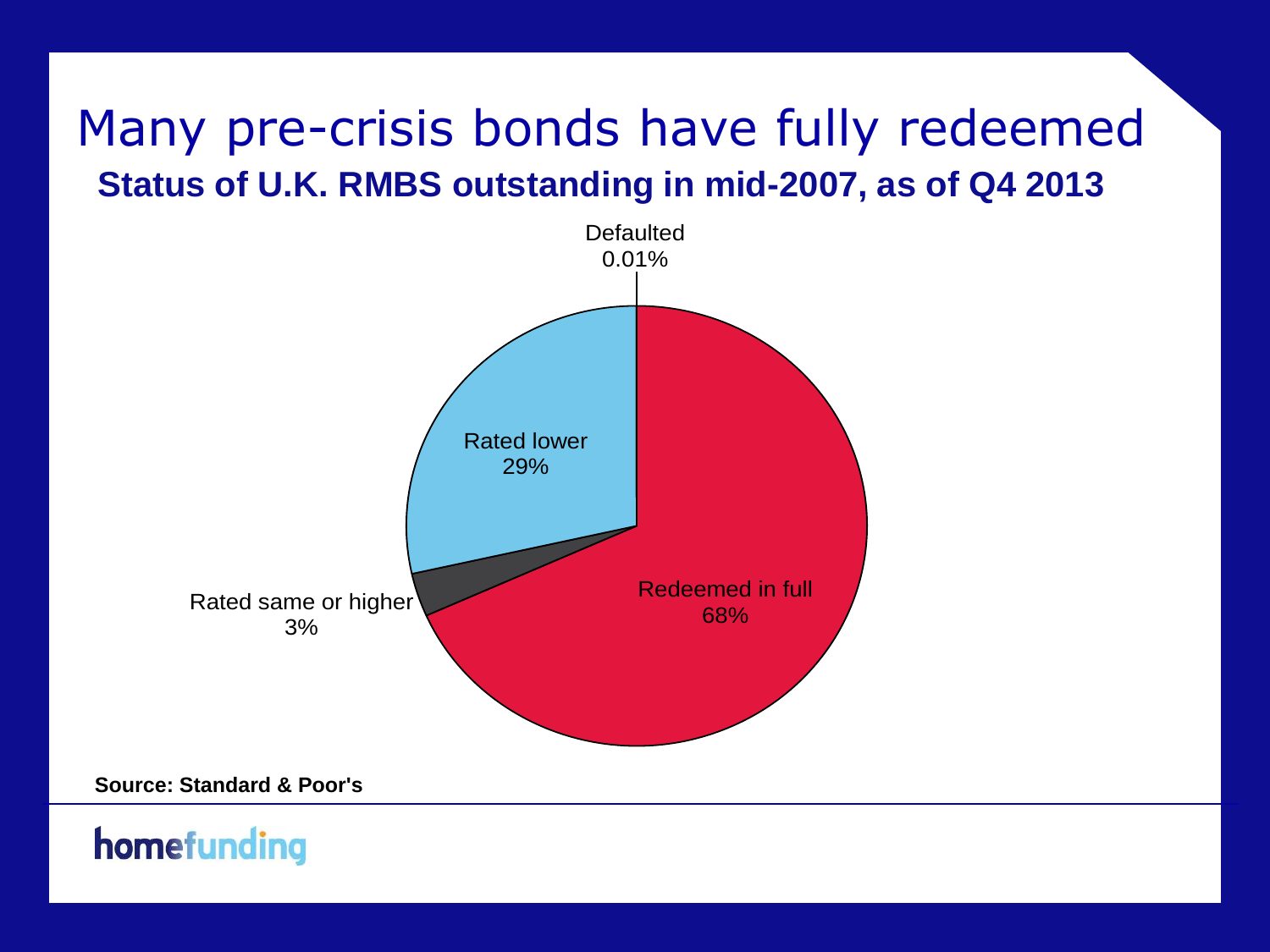# Many pre-crisis bonds have fully redeemed

## Status of U.K. RMBS outstanding in mid-2007, as of Q4 2013

Defaulted
0.01%

Rated lower
29%

Rated same or higher
3%

Redeemed in full
68%

**Source: Standard & Poor's**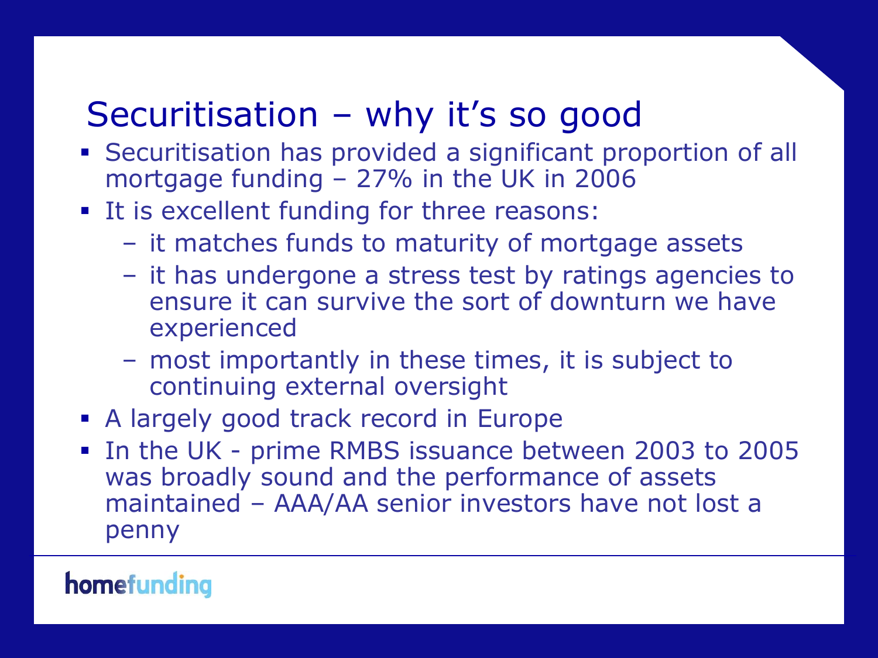# Securitisation – why it's so good

- Securitisation has provided a significant proportion of all mortgage funding – 27% in the UK in 2006
- It is excellent funding for three reasons:
  - it matches funds to maturity of mortgage assets
  - it has undergone a stress test by ratings agencies to ensure it can survive the sort of downturn we have experienced
  - most importantly in these times, it is subject to continuing external oversight
- A largely good track record in Europe
- In the UK - prime RMBS issuance between 2003 to 2005 was broadly sound and the performance of assets maintained – AAA/AA senior investors have not lost a penny

homefunding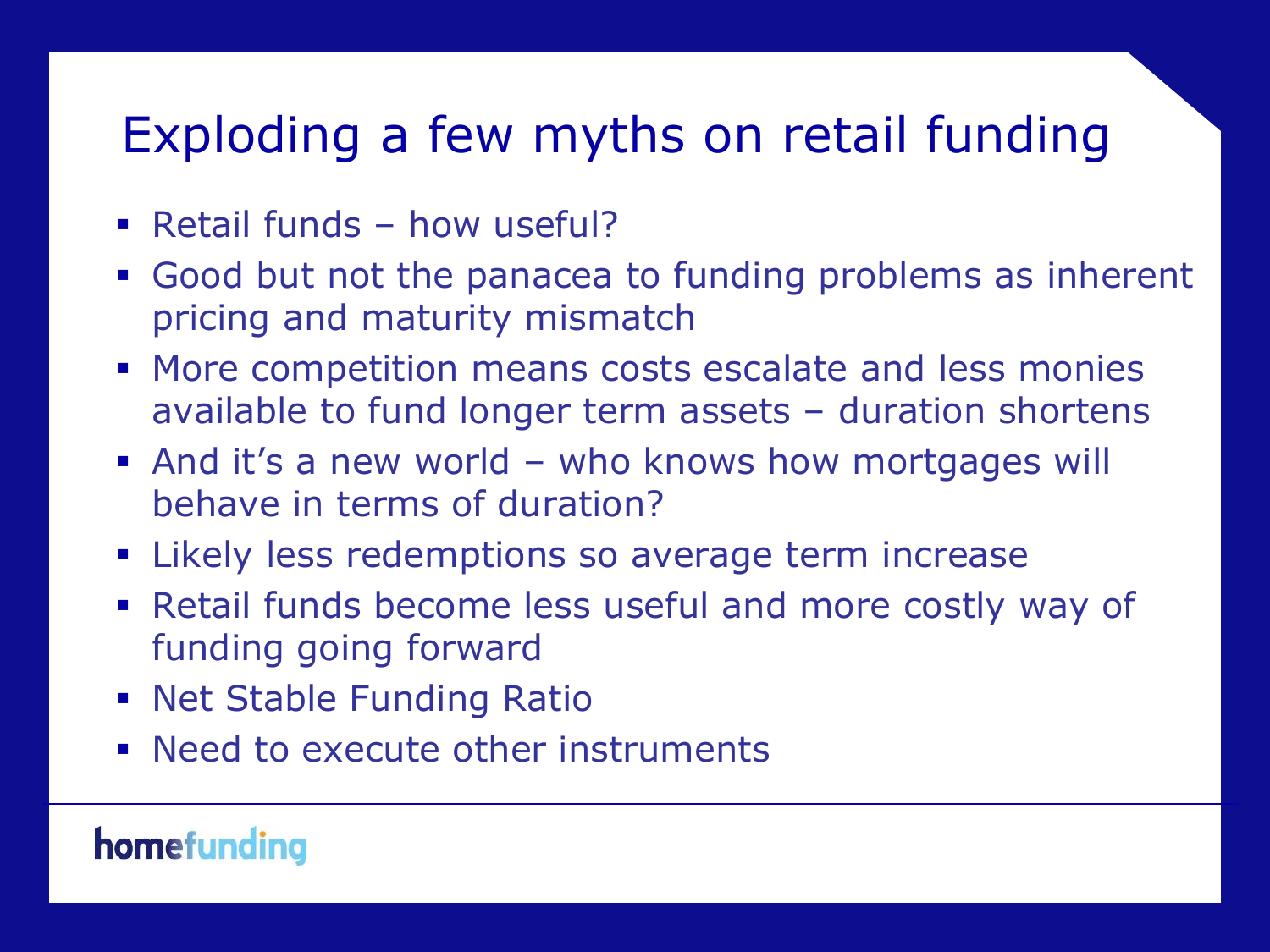# Exploding a few myths on retail funding

- Retail funds – how useful?
- Good but not the panacea to funding problems as inherent pricing and maturity mismatch
- More competition means costs escalate and less monies available to fund longer term assets – duration shortens
- And it's a new world – who knows how mortgages will behave in terms of duration?
- Likely less redemptions so average term increase
- Retail funds become less useful and more costly way of funding going forward
- Net Stable Funding Ratio
- Need to execute other instruments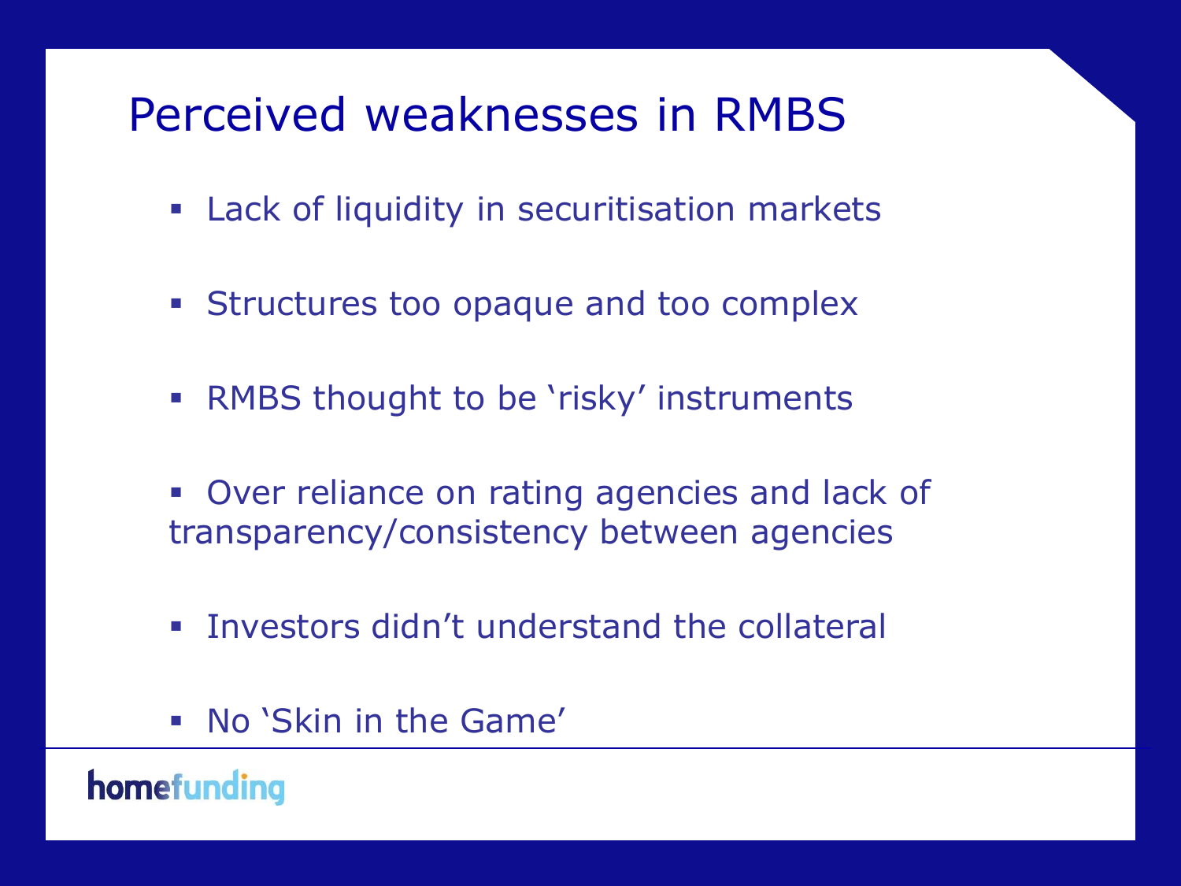# Perceived weaknesses in RMBS

- Lack of liquidity in securitisation markets
- Structures too opaque and too complex
- RMBS thought to be 'risky' instruments
- Over reliance on rating agencies and lack of transparency/consistency between agencies
- Investors didn't understand the collateral
- No 'Skin in the Game'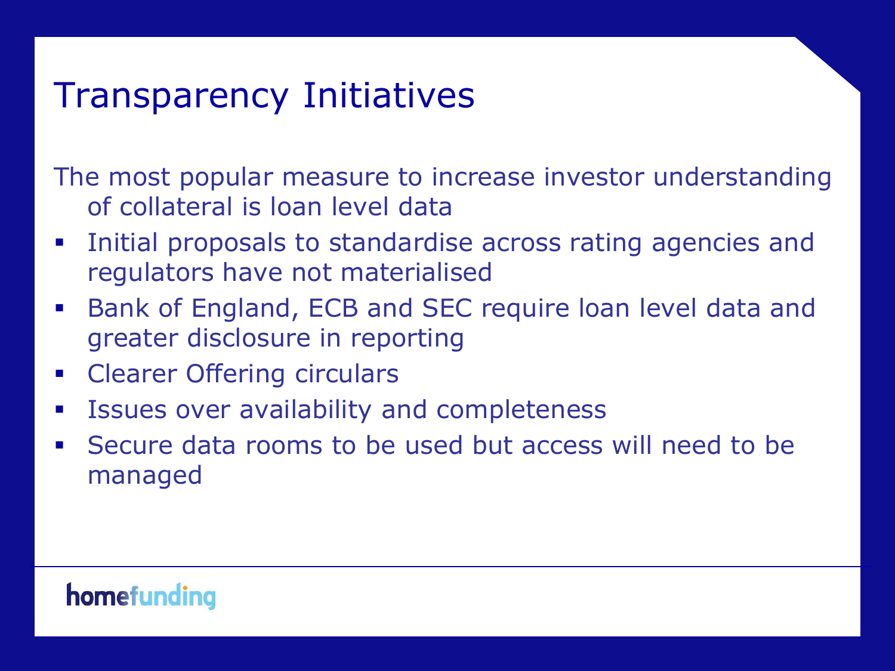# Transparency Initiatives

The most popular measure to increase investor understanding of collateral is loan level data

- Initial proposals to standardise across rating agencies and regulators have not materialised
- Bank of England, ECB and SEC require loan level data and greater disclosure in reporting
- Clearer Offering circulars
- Issues over availability and completeness
- Secure data rooms to be used but access will need to be managed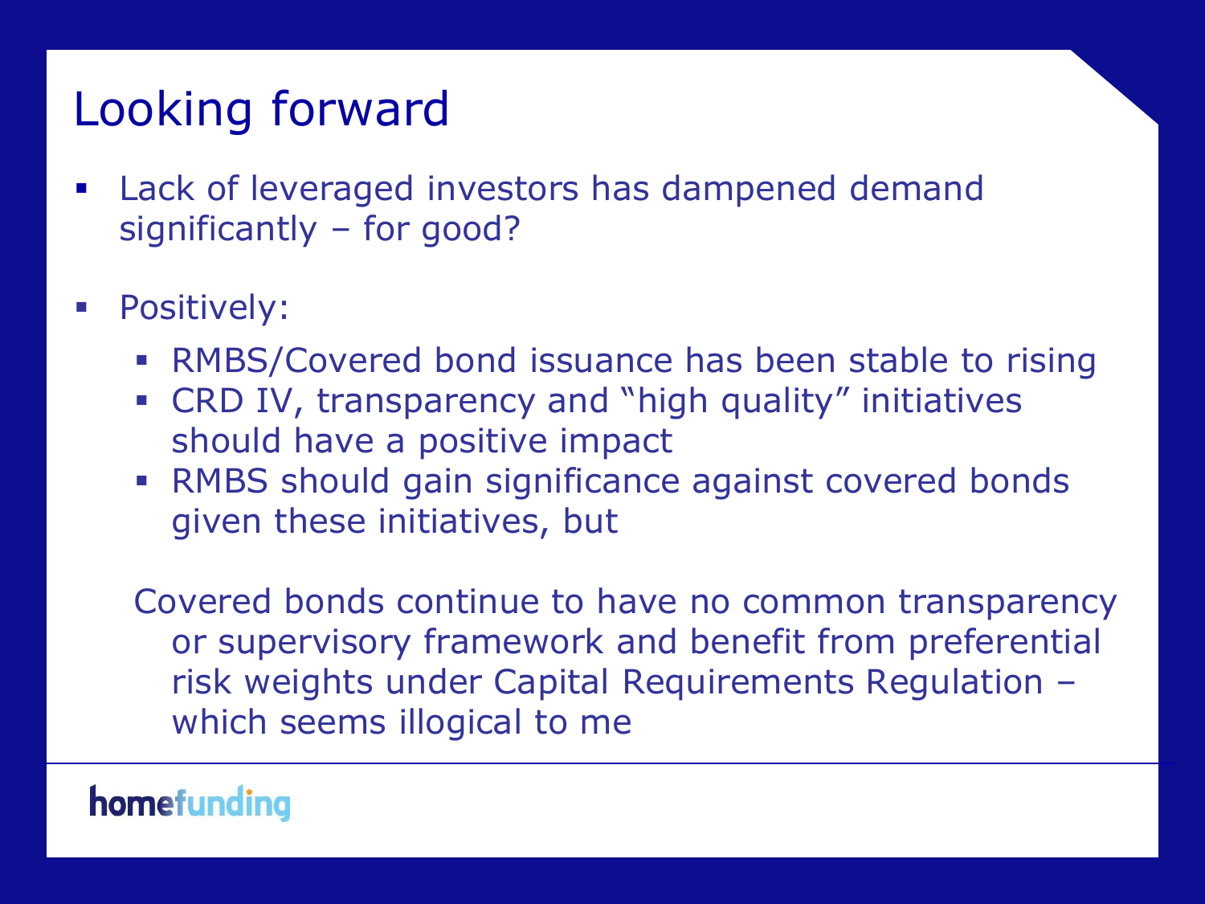# Looking forward

- Lack of leveraged investors has dampened demand significantly – for good?
- Positively:
  - RMBS/Covered bond issuance has been stable to rising
  - CRD IV, transparency and "high quality" initiatives should have a positive impact
  - RMBS should gain significance against covered bonds given these initiatives, but

  Covered bonds continue to have no common transparency or supervisory framework and benefit from preferential risk weights under Capital Requirements Regulation – which seems illogical to me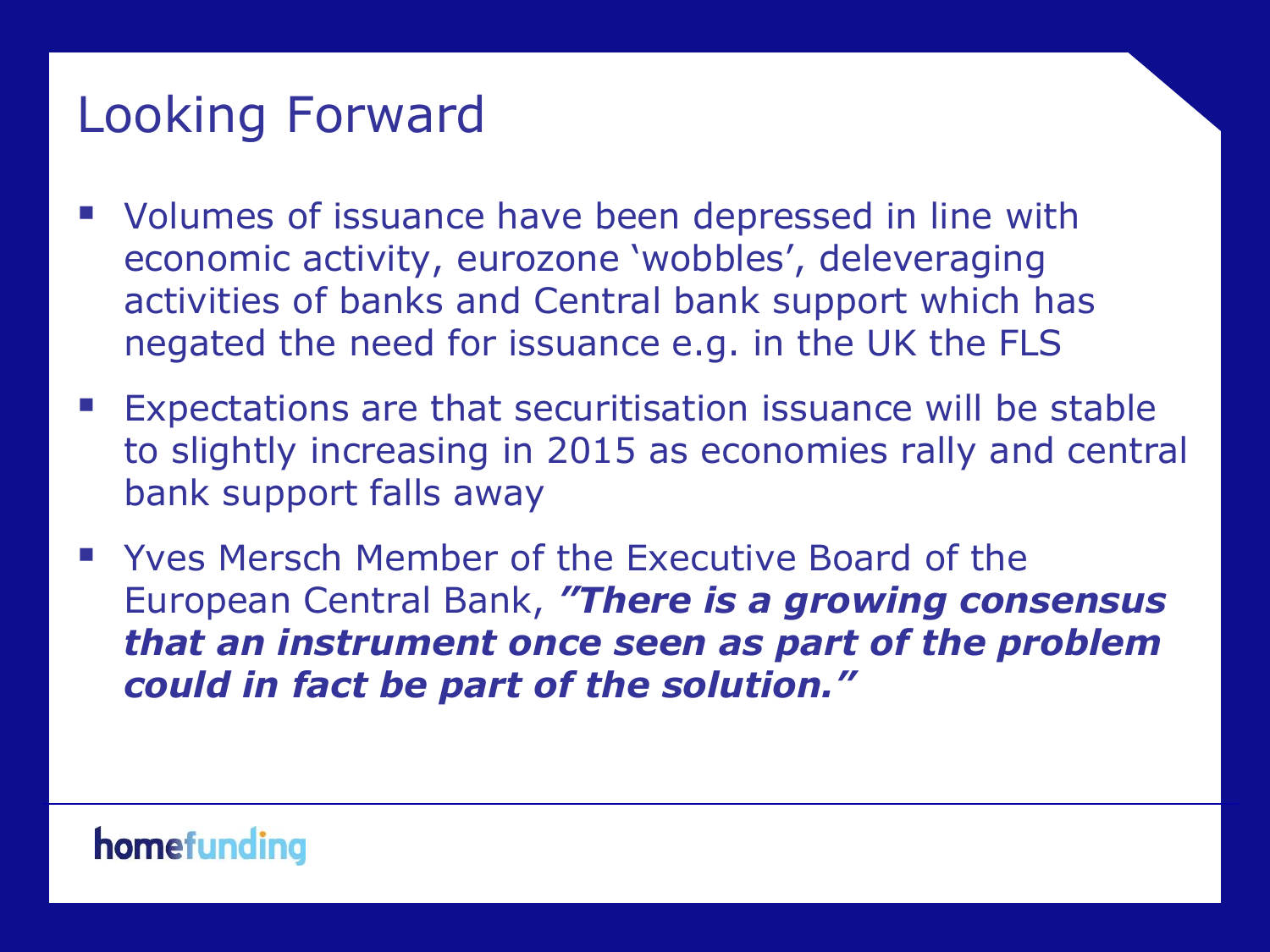# Looking Forward

- Volumes of issuance have been depressed in line with economic activity, eurozone 'wobbles', deleveraging activities of banks and Central bank support which has negated the need for issuance e.g. in the UK the FLS
- Expectations are that securitisation issuance will be stable to slightly increasing in 2015 as economies rally and central bank support falls away
- Yves Mersch Member of the Executive Board of the European Central Bank, ***"There is a growing consensus that an instrument once seen as part of the problem could in fact be part of the solution."***

homefunding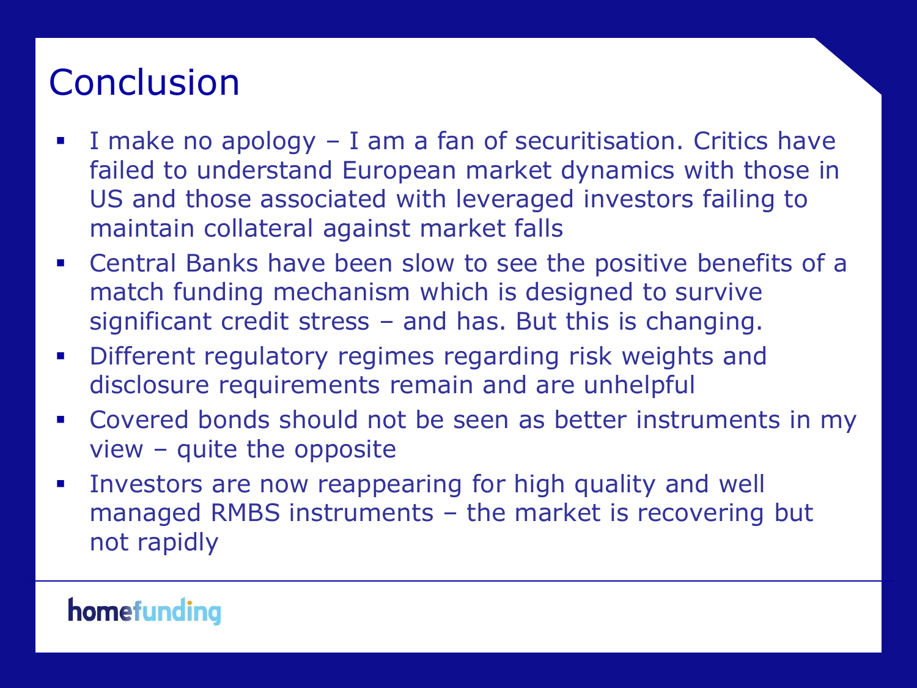# Conclusion

- I make no apology – I am a fan of securitisation. Critics have failed to understand European market dynamics with those in US and those associated with leveraged investors failing to maintain collateral against market falls
- Central Banks have been slow to see the positive benefits of a match funding mechanism which is designed to survive significant credit stress – and has. But this is changing.
- Different regulatory regimes regarding risk weights and disclosure requirements remain and are unhelpful
- Covered bonds should not be seen as better instruments in my view – quite the opposite
- Investors are now reappearing for high quality and well managed RMBS instruments – the market is recovering but not rapidly

homefunding